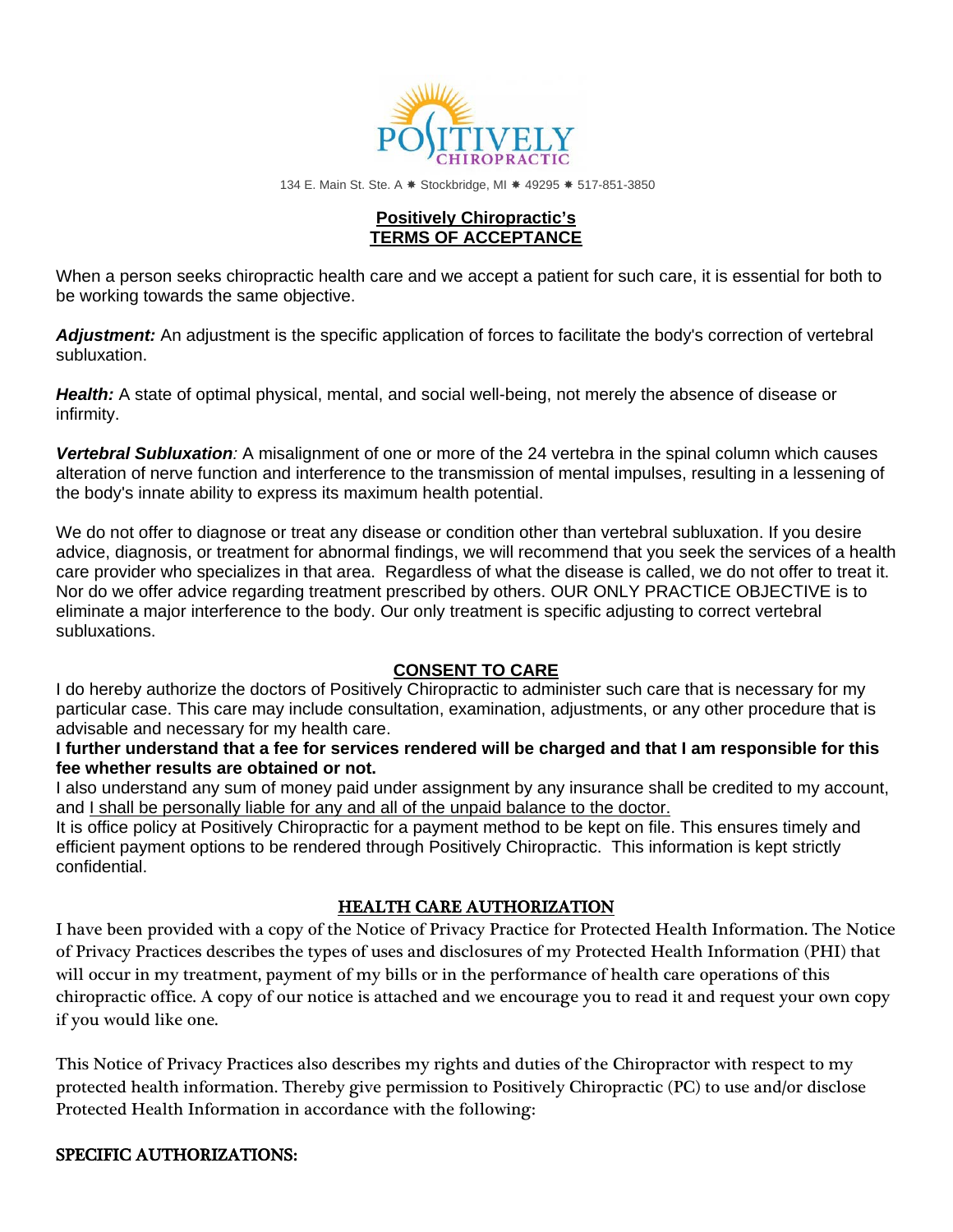POSITIVELY CHIROPRACTIC

134 E. Main St. Ste. A ✱ Stockbridge, MI ✱ 49295 ✱ 517-851-3850

## Positively Chiropractic's TERMS OF ACCEPTANCE

When a person seeks chiropractic health care and we accept a patient for such care, it is essential for both to be working towards the same objective.

***Adjustment:*** An adjustment is the specific application of forces to facilitate the body's correction of vertebral subluxation.

***Health:*** A state of optimal physical, mental, and social well-being, not merely the absence of disease or infirmity.

***Vertebral Subluxation****:* A misalignment of one or more of the 24 vertebra in the spinal column which causes alteration of nerve function and interference to the transmission of mental impulses, resulting in a lessening of the body's innate ability to express its maximum health potential.

We do not offer to diagnose or treat any disease or condition other than vertebral subluxation. If you desire advice, diagnosis, or treatment for abnormal findings, we will recommend that you seek the services of a health care provider who specializes in that area. Regardless of what the disease is called, we do not offer to treat it. Nor do we offer advice regarding treatment prescribed by others. OUR ONLY PRACTICE OBJECTIVE is to eliminate a major interference to the body. Our only treatment is specific adjusting to correct vertebral subluxations.

## CONSENT TO CARE

I do hereby authorize the doctors of Positively Chiropractic to administer such care that is necessary for my particular case. This care may include consultation, examination, adjustments, or any other procedure that is advisable and necessary for my health care.

**I further understand that a fee for services rendered will be charged and that I am responsible for this fee whether results are obtained or not.**

I also understand any sum of money paid under assignment by any insurance shall be credited to my account, and I shall be personally liable for any and all of the unpaid balance to the doctor.

It is office policy at Positively Chiropractic for a payment method to be kept on file. This ensures timely and efficient payment options to be rendered through Positively Chiropractic. This information is kept strictly confidential.

## HEALTH CARE AUTHORIZATION

I have been provided with a copy of the Notice of Privacy Practice for Protected Health Information. The Notice of Privacy Practices describes the types of uses and disclosures of my Protected Health Information (PHI) that will occur in my treatment, payment of my bills or in the performance of health care operations of this chiropractic office. A copy of our notice is attached and we encourage you to read it and request your own copy if you would like one.

This Notice of Privacy Practices also describes my rights and duties of the Chiropractor with respect to my protected health information. Thereby give permission to Positively Chiropractic (PC) to use and/or disclose Protected Health Information in accordance with the following:

**SPECIFIC AUTHORIZATIONS:**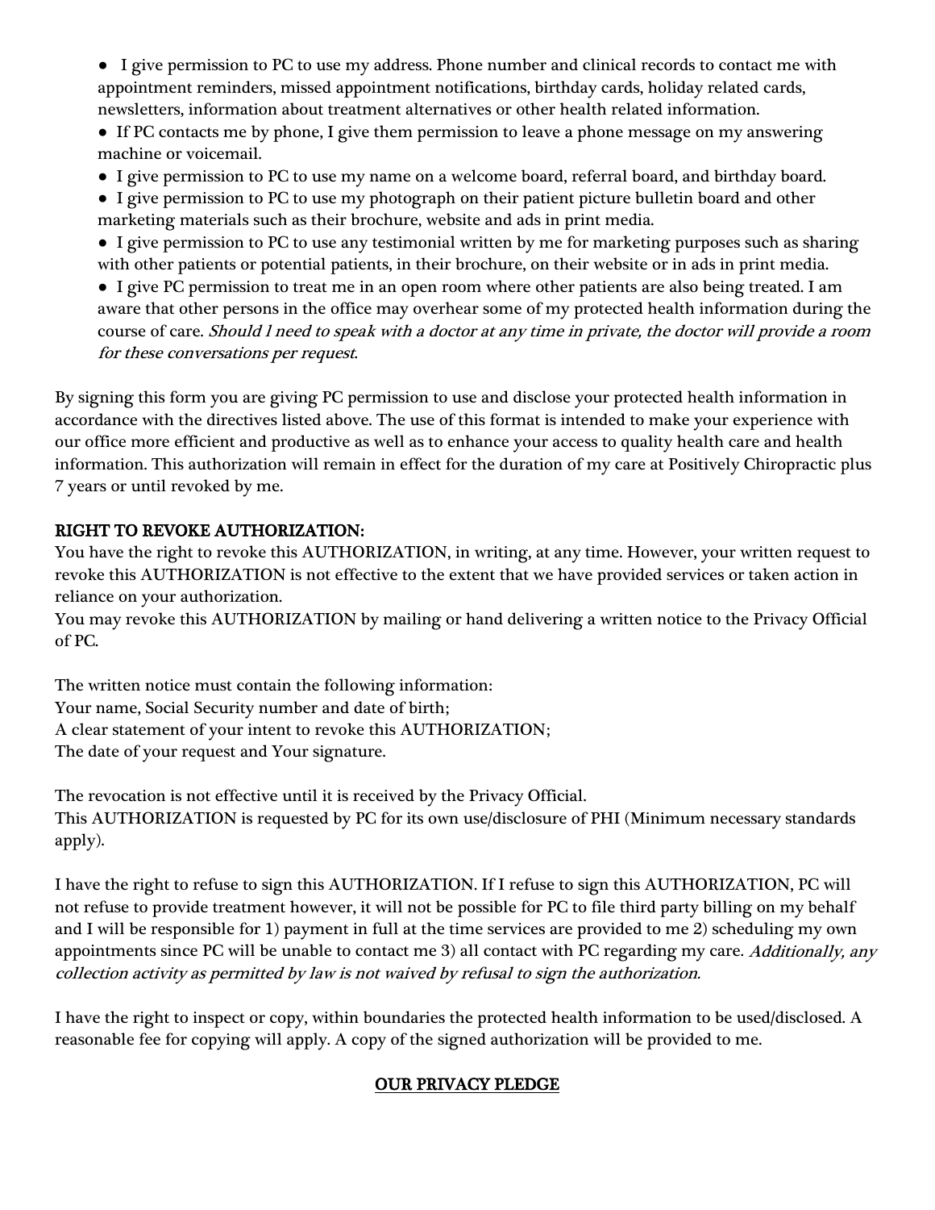- I give permission to PC to use my address. Phone number and clinical records to contact me with appointment reminders, missed appointment notifications, birthday cards, holiday related cards, newsletters, information about treatment alternatives or other health related information.
- If PC contacts me by phone, I give them permission to leave a phone message on my answering machine or voicemail.
- I give permission to PC to use my name on a welcome board, referral board, and birthday board.
- I give permission to PC to use my photograph on their patient picture bulletin board and other marketing materials such as their brochure, website and ads in print media.
- I give permission to PC to use any testimonial written by me for marketing purposes such as sharing with other patients or potential patients, in their brochure, on their website or in ads in print media.
- I give PC permission to treat me in an open room where other patients are also being treated. I am aware that other persons in the office may overhear some of my protected health information during the course of care. *Should I need to speak with a doctor at any time in private, the doctor will provide a room for these conversations per request.*

By signing this form you are giving PC permission to use and disclose your protected health information in accordance with the directives listed above. The use of this format is intended to make your experience with our office more efficient and productive as well as to enhance your access to quality health care and health information. This authorization will remain in effect for the duration of my care at Positively Chiropractic plus 7 years or until revoked by me.

**RIGHT TO REVOKE AUTHORIZATION:**

You have the right to revoke this AUTHORIZATION, in writing, at any time. However, your written request to revoke this AUTHORIZATION is not effective to the extent that we have provided services or taken action in reliance on your authorization.

You may revoke this AUTHORIZATION by mailing or hand delivering a written notice to the Privacy Official of PC.

The written notice must contain the following information:

Your name, Social Security number and date of birth;

A clear statement of your intent to revoke this AUTHORIZATION;

The date of your request and Your signature.

The revocation is not effective until it is received by the Privacy Official.

This AUTHORIZATION is requested by PC for its own use/disclosure of PHI (Minimum necessary standards apply).

I have the right to refuse to sign this AUTHORIZATION. If I refuse to sign this AUTHORIZATION, PC will not refuse to provide treatment however, it will not be possible for PC to file third party billing on my behalf and I will be responsible for 1) payment in full at the time services are provided to me 2) scheduling my own appointments since PC will be unable to contact me 3) all contact with PC regarding my care. *Additionally, any collection activity as permitted by law is not waived by refusal to sign the authorization.*

I have the right to inspect or copy, within boundaries the protected health information to be used/disclosed. A reasonable fee for copying will apply. A copy of the signed authorization will be provided to me.

**OUR PRIVACY PLEDGE**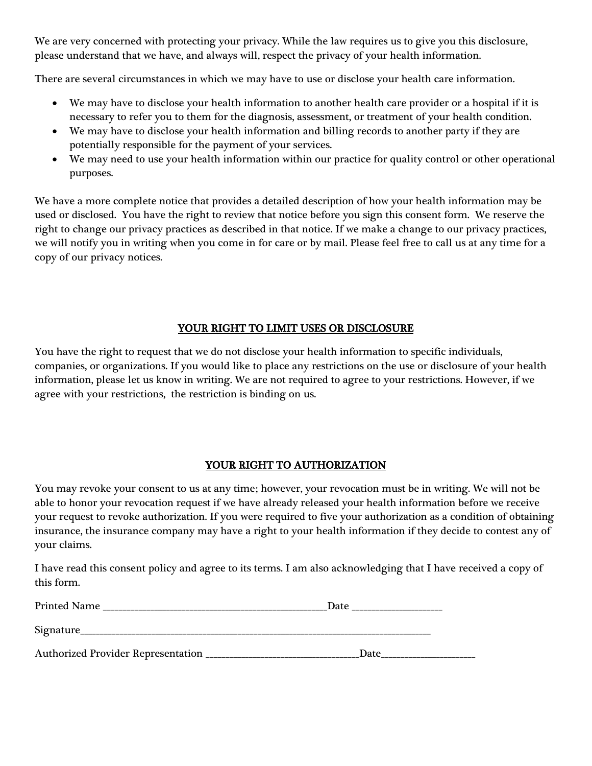We are very concerned with protecting your privacy. While the law requires us to give you this disclosure, please understand that we have, and always will, respect the privacy of your health information.

There are several circumstances in which we may have to use or disclose your health care information.

- We may have to disclose your health information to another health care provider or a hospital if it is necessary to refer you to them for the diagnosis, assessment, or treatment of your health condition.
- We may have to disclose your health information and billing records to another party if they are potentially responsible for the payment of your services.
- We may need to use your health information within our practice for quality control or other operational purposes.

We have a more complete notice that provides a detailed description of how your health information may be used or disclosed. You have the right to review that notice before you sign this consent form. We reserve the right to change our privacy practices as described in that notice. If we make a change to our privacy practices, we will notify you in writing when you come in for care or by mail. Please feel free to call us at any time for a copy of our privacy notices.

## YOUR RIGHT TO LIMIT USES OR DISCLOSURE

You have the right to request that we do not disclose your health information to specific individuals, companies, or organizations. If you would like to place any restrictions on the use or disclosure of your health information, please let us know in writing. We are not required to agree to your restrictions. However, if we agree with your restrictions, the restriction is binding on us.

## YOUR RIGHT TO AUTHORIZATION

You may revoke your consent to us at any time; however, your revocation must be in writing. We will not be able to honor your revocation request if we have already released your health information before we receive your request to revoke authorization. If you were required to five your authorization as a condition of obtaining insurance, the insurance company may have a right to your health information if they decide to contest any of your claims.

I have read this consent policy and agree to its terms. I am also acknowledging that I have received a copy of this form.

Printed Name ____________________________________________Date _________________

Signature__________________________________________________________________________

Authorized Provider Representation ______________________________Date__________________